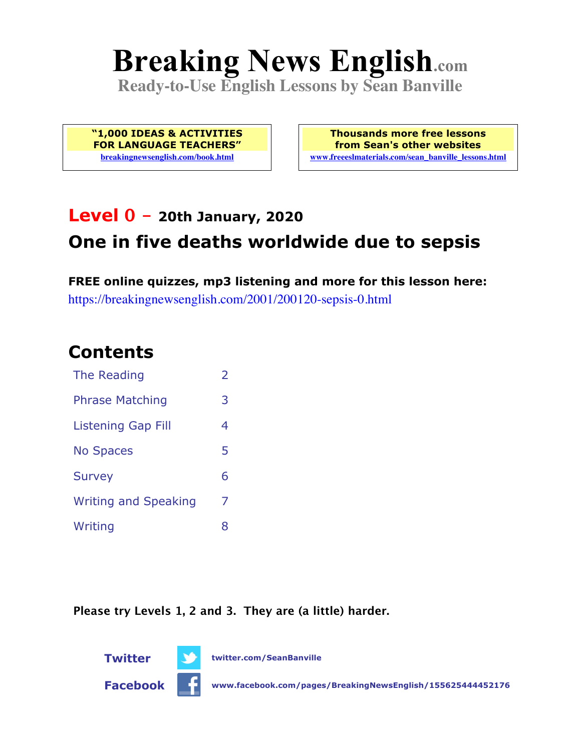# Breaking News English.com

**Ready-to-Use English Lessons by Sean Banville**

**"1,000 IDEAS & ACTIVITIES FOR LANGUAGE TEACHERS"**
breakingnewsenglish.com/book.html

**Thousands more free lessons from Sean's other websites**
www.freeeslmaterials.com/sean_banville_lessons.html

## Level 0 – 20th January, 2020

## One in five deaths worldwide due to sepsis

**FREE online quizzes, mp3 listening and more for this lesson here:**
https://breakingnewsenglish.com/2001/200120-sepsis-0.html

## Contents

| | |
|---|---|
| The Reading | 2 |
| Phrase Matching | 3 |
| Listening Gap Fill | 4 |
| No Spaces | 5 |
| Survey | 6 |
| Writing and Speaking | 7 |
| Writing | 8 |

**Please try Levels 1, 2 and 3. They are (a little) harder.**

**Twitter** twitter.com/SeanBanville

**Facebook** www.facebook.com/pages/BreakingNewsEnglish/155625444452176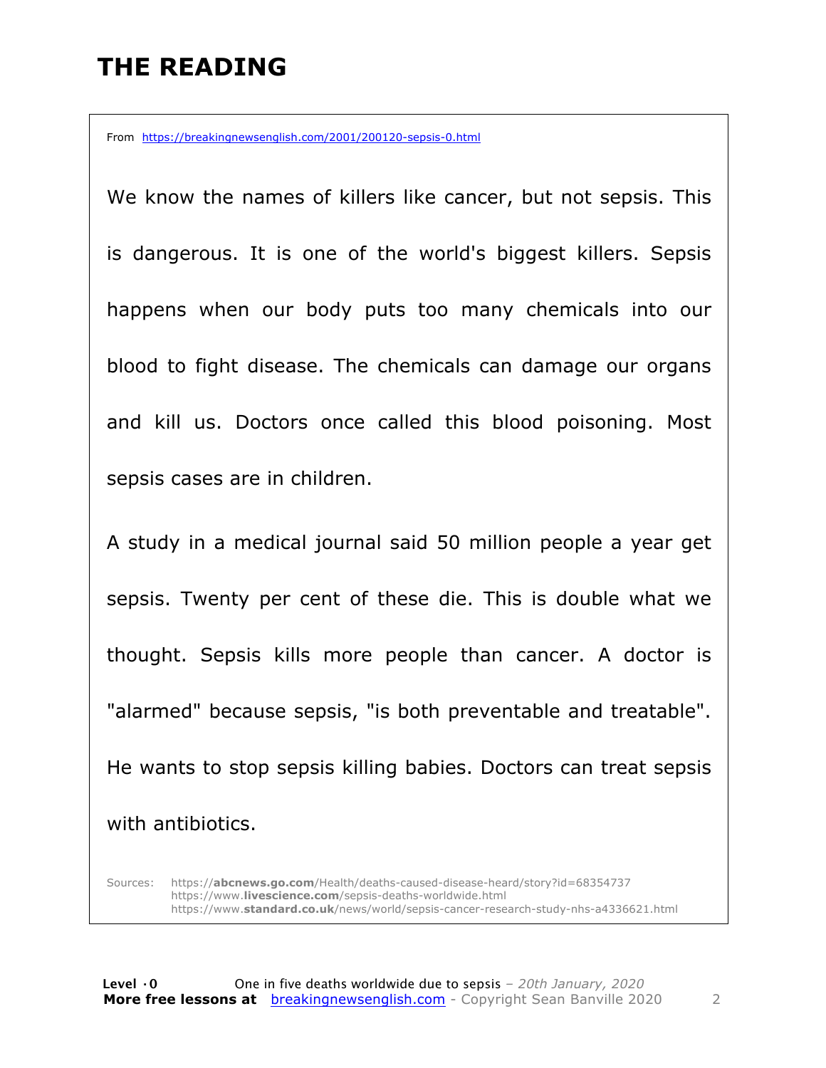# THE READING

From https://breakingnewsenglish.com/2001/200120-sepsis-0.html

We know the names of killers like cancer, but not sepsis. This is dangerous. It is one of the world's biggest killers. Sepsis happens when our body puts too many chemicals into our blood to fight disease. The chemicals can damage our organs and kill us. Doctors once called this blood poisoning. Most sepsis cases are in children.

A study in a medical journal said 50 million people a year get sepsis. Twenty per cent of these die. This is double what we thought. Sepsis kills more people than cancer. A doctor is "alarmed" because sepsis, "is both preventable and treatable". He wants to stop sepsis killing babies. Doctors can treat sepsis with antibiotics.

Sources: https://**abcnews.go.com**/Health/deaths-caused-disease-heard/story?id=68354737
https://www.**livescience.com**/sepsis-deaths-worldwide.html
https://www.**standard.co.uk**/news/world/sepsis-cancer-research-study-nhs-a4336621.html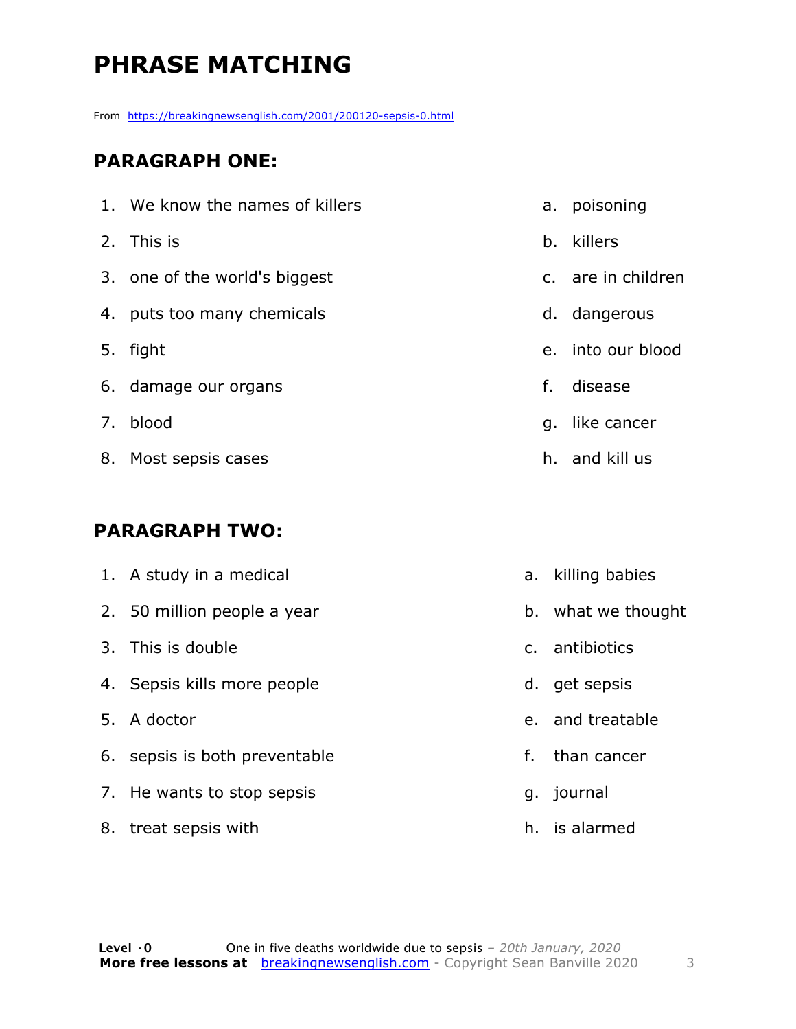# PHRASE MATCHING

From https://breakingnewsenglish.com/2001/200120-sepsis-0.html

## PARAGRAPH ONE:

1. We know the names of killers
2. This is
3. one of the world's biggest
4. puts too many chemicals
5. fight
6. damage our organs
7. blood
8. Most sepsis cases

a. poisoning
b. killers
c. are in children
d. dangerous
e. into our blood
f. disease
g. like cancer
h. and kill us

## PARAGRAPH TWO:

1. A study in a medical
2. 50 million people a year
3. This is double
4. Sepsis kills more people
5. A doctor
6. sepsis is both preventable
7. He wants to stop sepsis
8. treat sepsis with

a. killing babies
b. what we thought
c. antibiotics
d. get sepsis
e. and treatable
f. than cancer
g. journal
h. is alarmed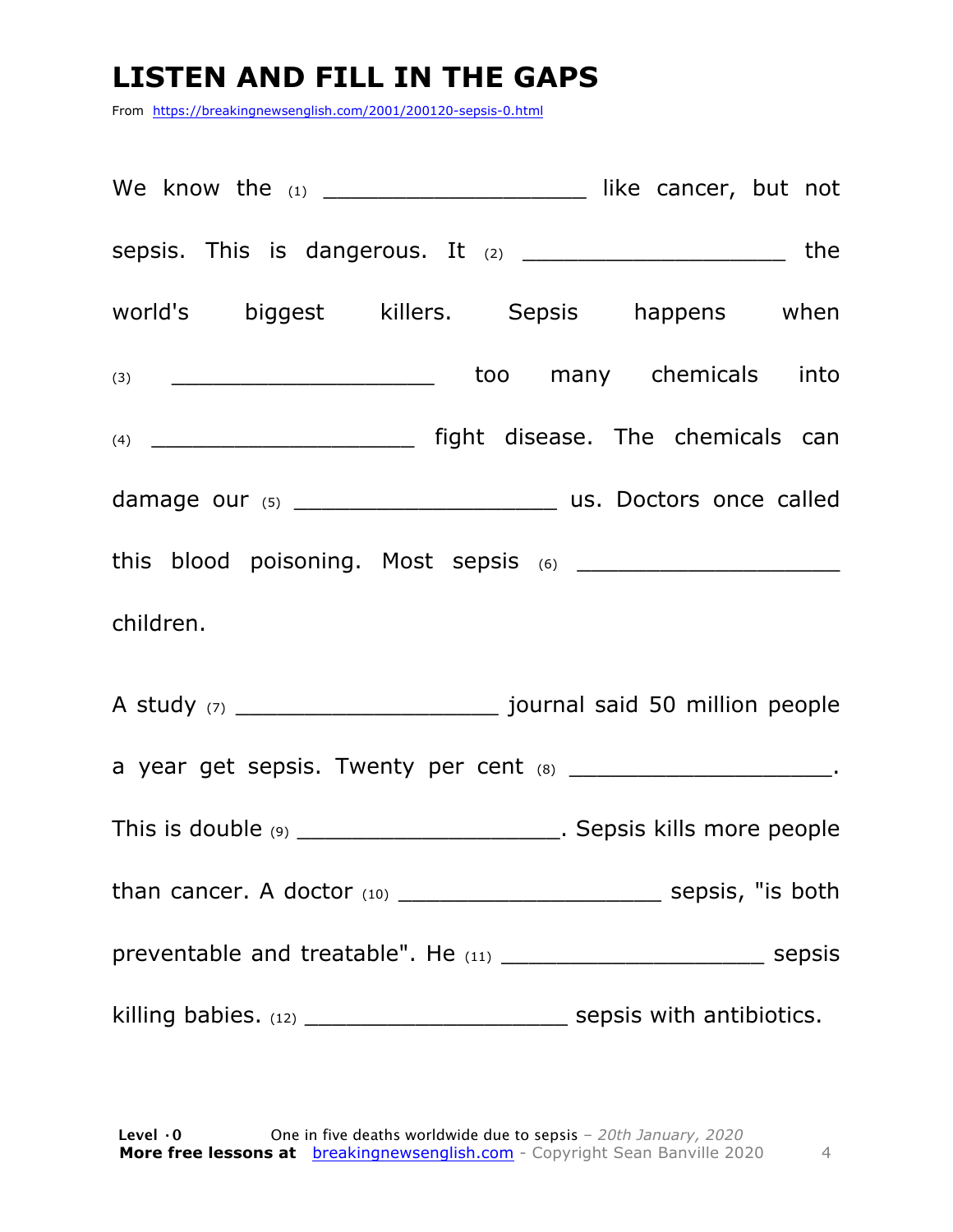# LISTEN AND FILL IN THE GAPS

From https://breakingnewsenglish.com/2001/200120-sepsis-0.html

We know the (1) ____________________ like cancer, but not sepsis. This is dangerous. It (2) ____________________ the world's biggest killers. Sepsis happens when (3) ____________________ too many chemicals into (4) ____________________ fight disease. The chemicals can damage our (5) ____________________ us. Doctors once called this blood poisoning. Most sepsis (6) ____________________ children.

A study (7) ____________________ journal said 50 million people a year get sepsis. Twenty per cent (8) ____________________. This is double (9) ____________________. Sepsis kills more people than cancer. A doctor (10) ____________________ sepsis, "is both preventable and treatable". He (11) ____________________ sepsis killing babies. (12) ____________________ sepsis with antibiotics.

**Level ·0** One in five deaths worldwide due to sepsis – *20th January, 2020*
**More free lessons at** breakingnewsenglish.com - Copyright Sean Banville 2020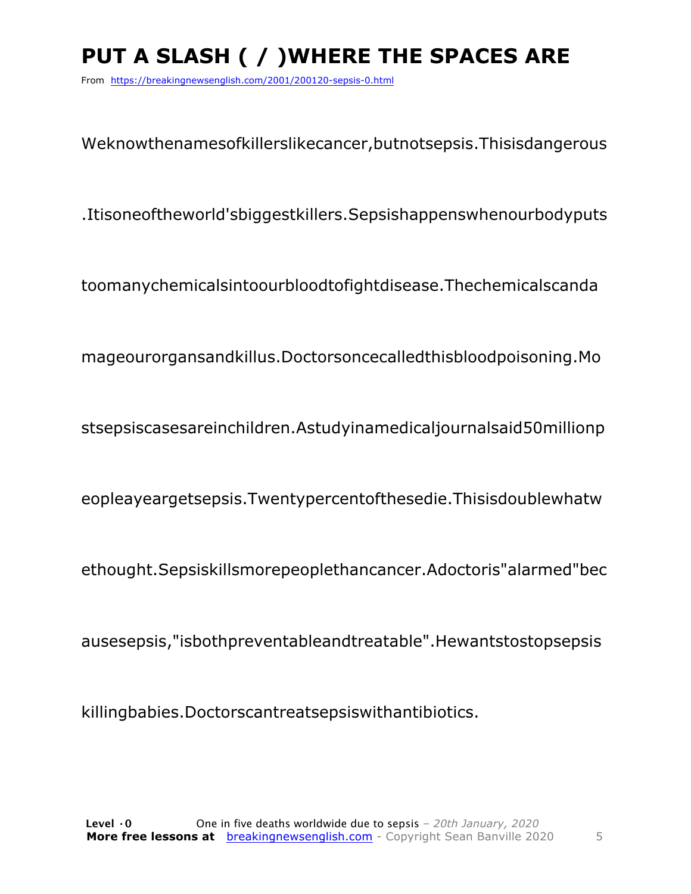# PUT A SLASH ( / )WHERE THE SPACES ARE

From https://breakingnewsenglish.com/2001/200120-sepsis-0.html

Weknowthenamesofkillerslikecancer,butnotsepsis.Thisisdangerous

.Itisoneoftheworld'sbiggestkillers.Sepsishappenswhenourbodyputs

toomanychemicalsintoourbloodtofightdisease.Thechemicalscanda

mageourorgansandkillus.Doctorsoncecalledthisbloodpoisoning.Mo

stsepsiscasesareinchildren.Astudyinamedicaljournalsaid50millionp

eopleayeargetsepsis.Twentypercentofthesedie.Thisisdoublewhatw

ethought.Sepsiskillsmorepeoplethancancer.Adoctoris"alarmed"bec

ausesepsis,"isbothpreventableandtreatable".Hewantstostopsepsis

killingbabies.Doctorscantreatsepsiswithantibiotics.

**Level ·0** One in five deaths worldwide due to sepsis – *20th January, 2020*
**More free lessons at** breakingnewsenglish.com - Copyright Sean Banville 2020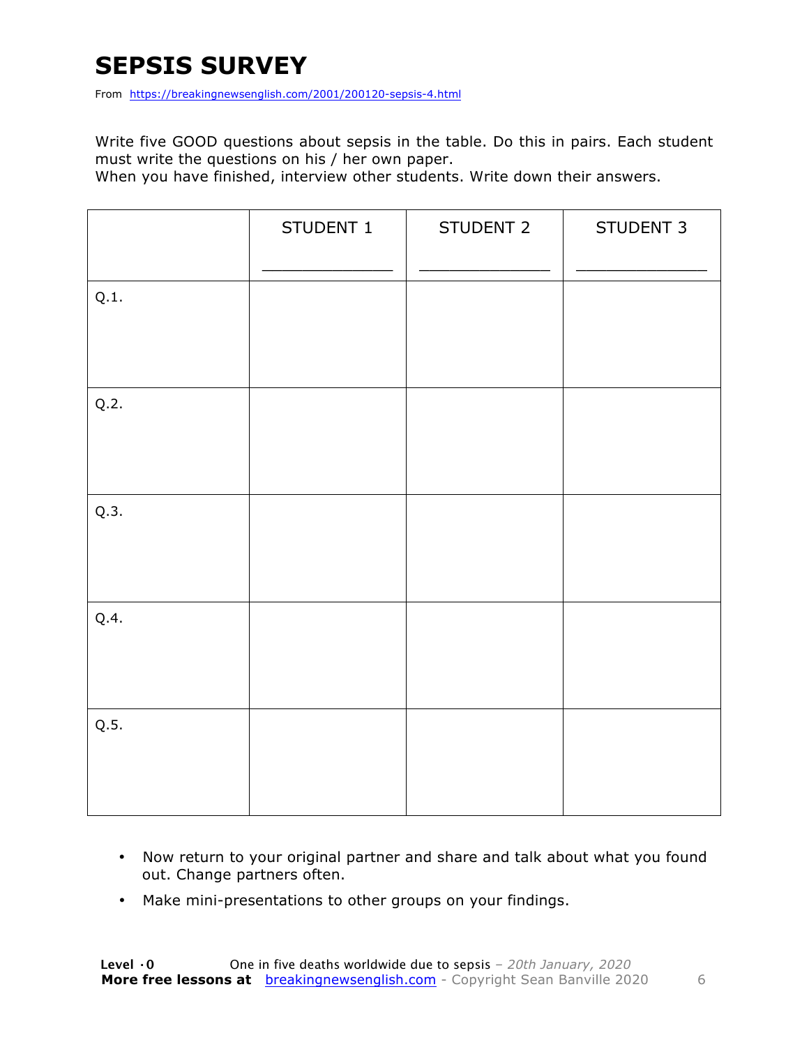# SEPSIS SURVEY

From https://breakingnewsenglish.com/2001/200120-sepsis-4.html

Write five GOOD questions about sepsis in the table. Do this in pairs. Each student must write the questions on his / her own paper.
When you have finished, interview other students. Write down their answers.

| | STUDENT 1<br>_____________ | STUDENT 2<br>_____________ | STUDENT 3<br>_____________ |
|---|---|---|---|
| Q.1. | | | |
| Q.2. | | | |
| Q.3. | | | |
| Q.4. | | | |
| Q.5. | | | |

- Now return to your original partner and share and talk about what you found out. Change partners often.
- Make mini-presentations to other groups on your findings.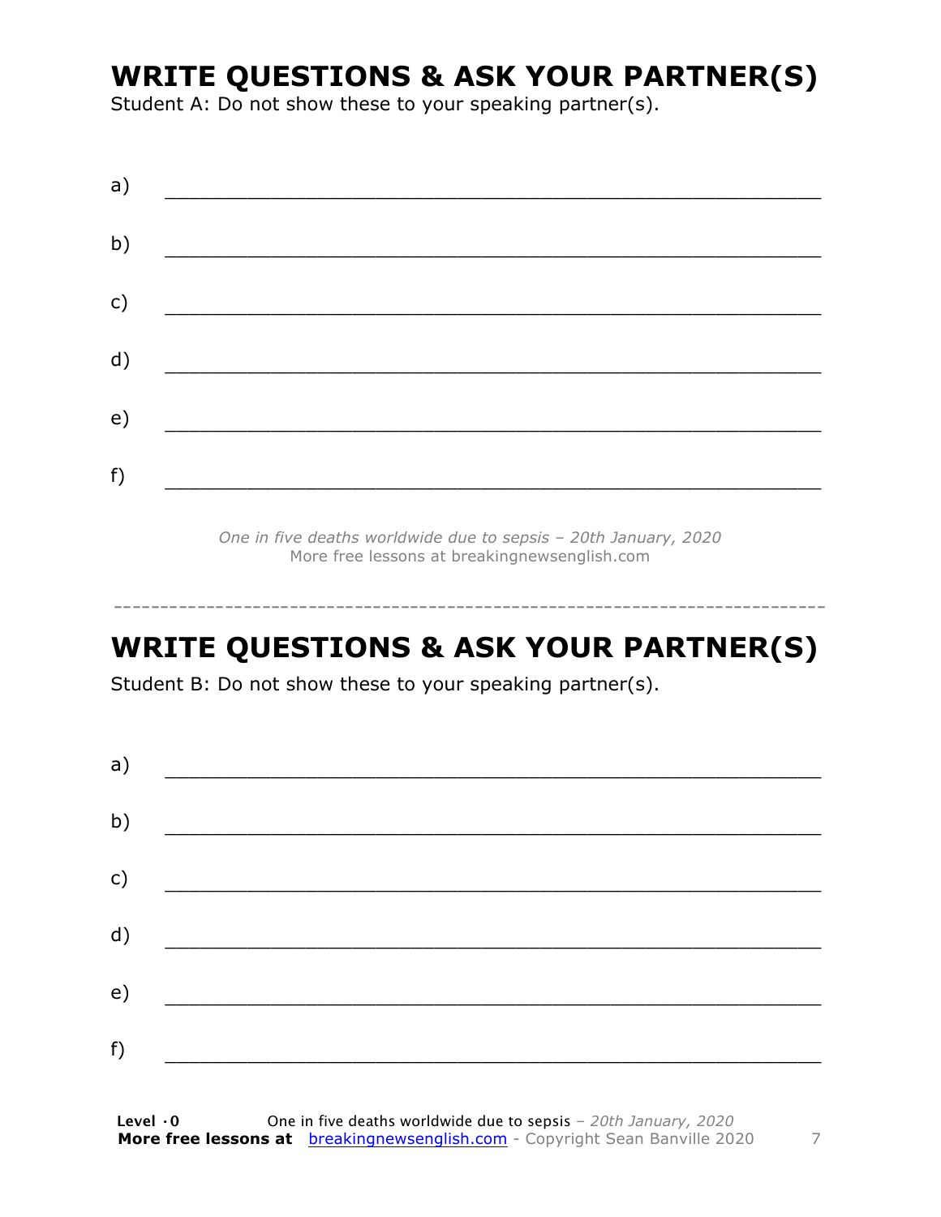# WRITE QUESTIONS & ASK YOUR PARTNER(S)

Student A: Do not show these to your speaking partner(s).

a) ___________________________________________________________

b) ___________________________________________________________

c) ___________________________________________________________

d) ___________________________________________________________

e) ___________________________________________________________

f) ___________________________________________________________

*One in five deaths worldwide due to sepsis – 20th January, 2020*
More free lessons at breakingnewsenglish.com

---

# WRITE QUESTIONS & ASK YOUR PARTNER(S)

Student B: Do not show these to your speaking partner(s).

a) ___________________________________________________________

b) ___________________________________________________________

c) ___________________________________________________________

d) ___________________________________________________________

e) ___________________________________________________________

f) ___________________________________________________________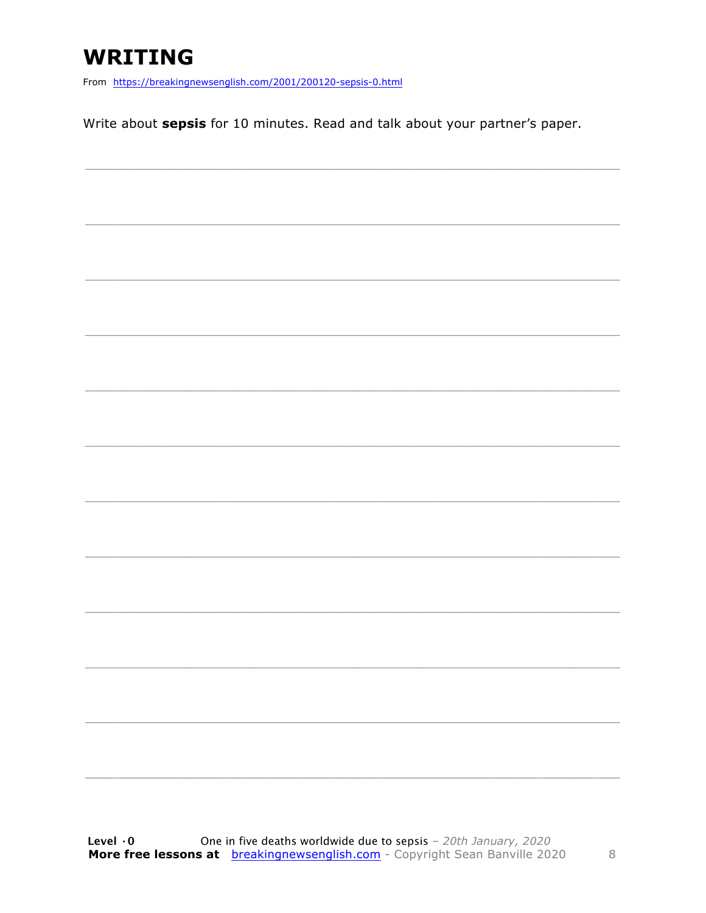# WRITING

From https://breakingnewsenglish.com/2001/200120-sepsis-0.html

Write about **sepsis** for 10 minutes. Read and talk about your partner's paper.